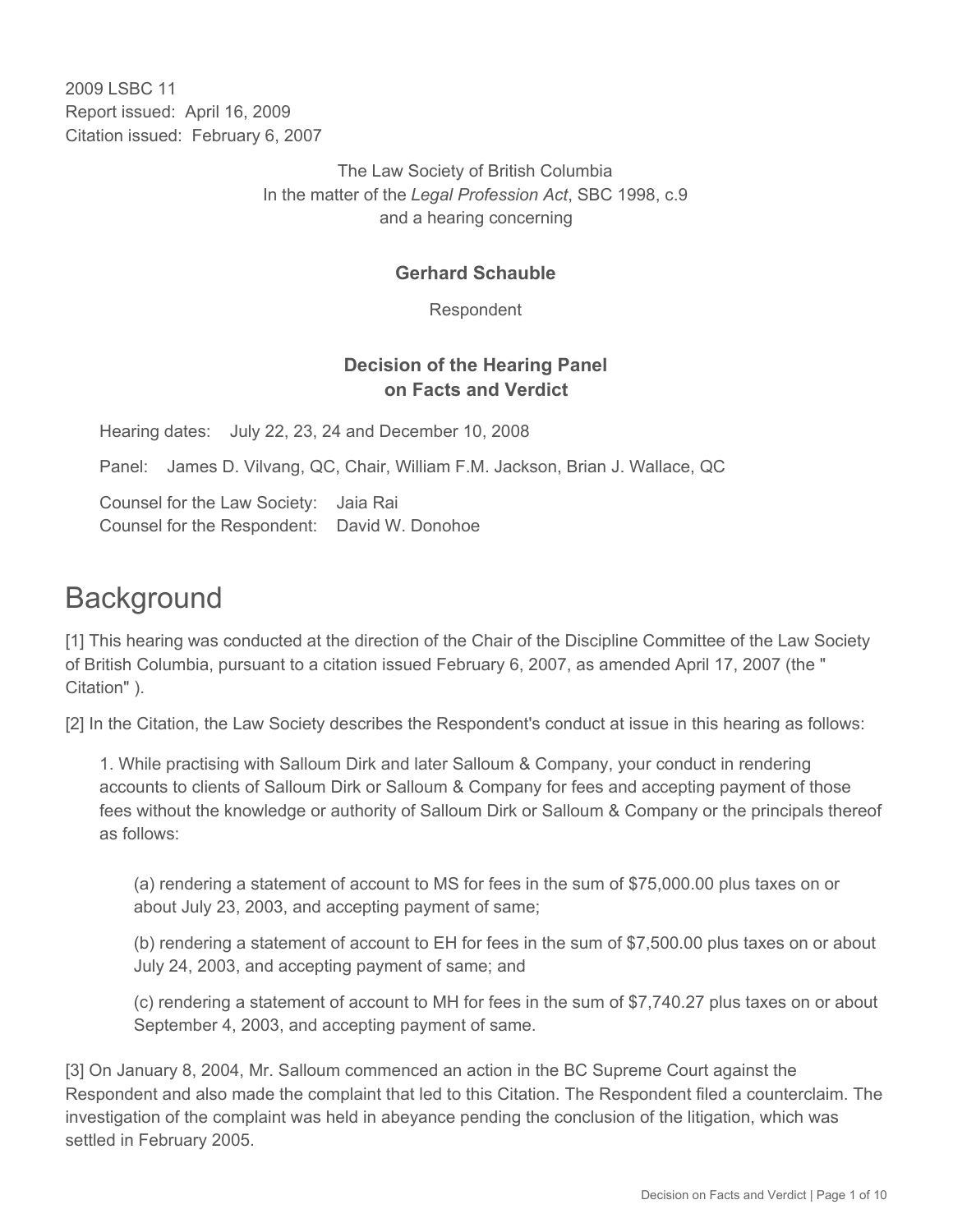2009 LSBC 11
Report issued: April 16, 2009
Citation issued: February 6, 2007

The Law Society of British Columbia
In the matter of the *Legal Profession Act*, SBC 1998, c.9
and a hearing concerning

**Gerhard Schauble**

Respondent

**Decision of the Hearing Panel on Facts and Verdict**

Hearing dates: July 22, 23, 24 and December 10, 2008

Panel: James D. Vilvang, QC, Chair, William F.M. Jackson, Brian J. Wallace, QC

Counsel for the Law Society: Jaia Rai
Counsel for the Respondent: David W. Donohoe

# Background

[1] This hearing was conducted at the direction of the Chair of the Discipline Committee of the Law Society of British Columbia, pursuant to a citation issued February 6, 2007, as amended April 17, 2007 (the " Citation" ).

[2] In the Citation, the Law Society describes the Respondent's conduct at issue in this hearing as follows:

> 1. While practising with Salloum Dirk and later Salloum & Company, your conduct in rendering accounts to clients of Salloum Dirk or Salloum & Company for fees and accepting payment of those fees without the knowledge or authority of Salloum Dirk or Salloum & Company or the principals thereof as follows:
>
> > (a) rendering a statement of account to MS for fees in the sum of $75,000.00 plus taxes on or about July 23, 2003, and accepting payment of same;
> >
> > (b) rendering a statement of account to EH for fees in the sum of $7,500.00 plus taxes on or about July 24, 2003, and accepting payment of same; and
> >
> > (c) rendering a statement of account to MH for fees in the sum of $7,740.27 plus taxes on or about September 4, 2003, and accepting payment of same.

[3] On January 8, 2004, Mr. Salloum commenced an action in the BC Supreme Court against the Respondent and also made the complaint that led to this Citation. The Respondent filed a counterclaim. The investigation of the complaint was held in abeyance pending the conclusion of the litigation, which was settled in February 2005.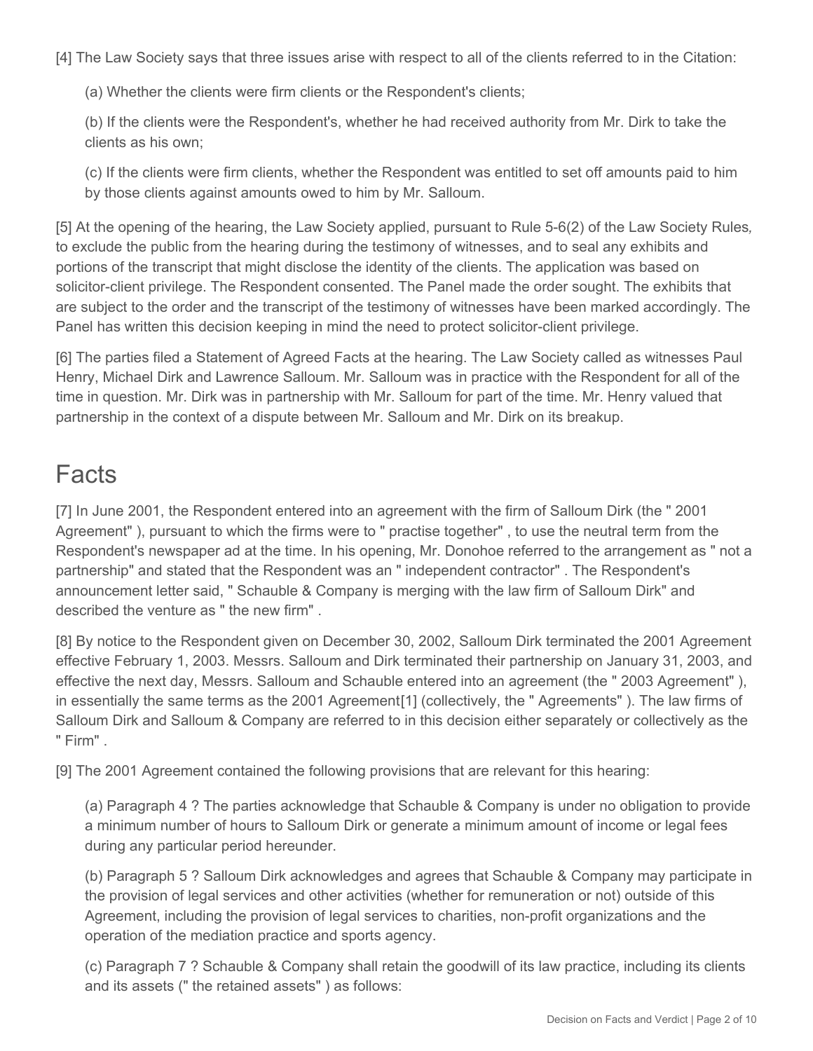[4] The Law Society says that three issues arise with respect to all of the clients referred to in the Citation:

(a) Whether the clients were firm clients or the Respondent's clients;

(b) If the clients were the Respondent's, whether he had received authority from Mr. Dirk to take the clients as his own;

(c) If the clients were firm clients, whether the Respondent was entitled to set off amounts paid to him by those clients against amounts owed to him by Mr. Salloum.

[5] At the opening of the hearing, the Law Society applied, pursuant to Rule 5-6(2) of the Law Society Rules*,* to exclude the public from the hearing during the testimony of witnesses, and to seal any exhibits and portions of the transcript that might disclose the identity of the clients. The application was based on solicitor-client privilege. The Respondent consented. The Panel made the order sought. The exhibits that are subject to the order and the transcript of the testimony of witnesses have been marked accordingly. The Panel has written this decision keeping in mind the need to protect solicitor-client privilege.

[6] The parties filed a Statement of Agreed Facts at the hearing. The Law Society called as witnesses Paul Henry, Michael Dirk and Lawrence Salloum. Mr. Salloum was in practice with the Respondent for all of the time in question. Mr. Dirk was in partnership with Mr. Salloum for part of the time. Mr. Henry valued that partnership in the context of a dispute between Mr. Salloum and Mr. Dirk on its breakup.

# Facts

[7] In June 2001, the Respondent entered into an agreement with the firm of Salloum Dirk (the " 2001 Agreement" ), pursuant to which the firms were to " practise together" , to use the neutral term from the Respondent's newspaper ad at the time. In his opening, Mr. Donohoe referred to the arrangement as " not a partnership" and stated that the Respondent was an " independent contractor" . The Respondent's announcement letter said, " Schauble & Company is merging with the law firm of Salloum Dirk" and described the venture as " the new firm" .

[8] By notice to the Respondent given on December 30, 2002, Salloum Dirk terminated the 2001 Agreement effective February 1, 2003. Messrs. Salloum and Dirk terminated their partnership on January 31, 2003, and effective the next day, Messrs. Salloum and Schauble entered into an agreement (the " 2003 Agreement" ), in essentially the same terms as the 2001 Agreement[1] (collectively, the " Agreements" ). The law firms of Salloum Dirk and Salloum & Company are referred to in this decision either separately or collectively as the " Firm" .

[9] The 2001 Agreement contained the following provisions that are relevant for this hearing:

(a) Paragraph 4 ? The parties acknowledge that Schauble & Company is under no obligation to provide a minimum number of hours to Salloum Dirk or generate a minimum amount of income or legal fees during any particular period hereunder.

(b) Paragraph 5 ? Salloum Dirk acknowledges and agrees that Schauble & Company may participate in the provision of legal services and other activities (whether for remuneration or not) outside of this Agreement, including the provision of legal services to charities, non-profit organizations and the operation of the mediation practice and sports agency.

(c) Paragraph 7 ? Schauble & Company shall retain the goodwill of its law practice, including its clients and its assets (" the retained assets" ) as follows: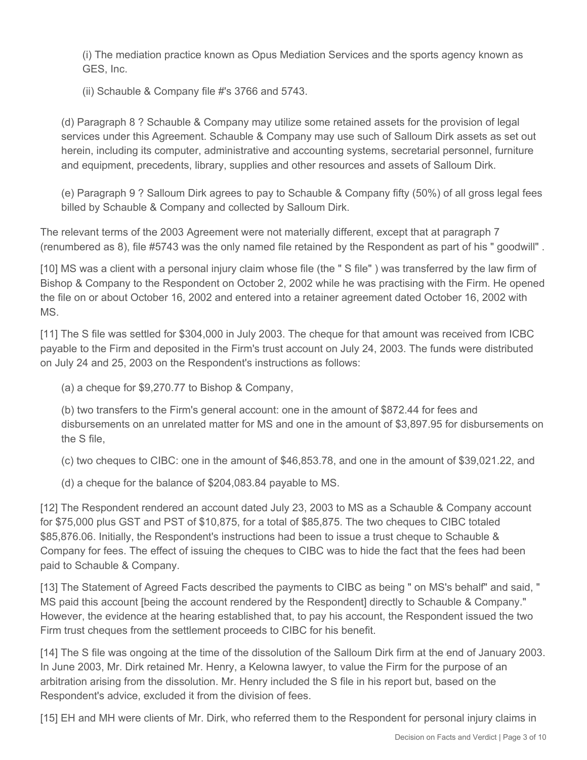(i) The mediation practice known as Opus Mediation Services and the sports agency known as GES, Inc.

(ii) Schauble & Company file #'s 3766 and 5743.

(d) Paragraph 8 ? Schauble & Company may utilize some retained assets for the provision of legal services under this Agreement. Schauble & Company may use such of Salloum Dirk assets as set out herein, including its computer, administrative and accounting systems, secretarial personnel, furniture and equipment, precedents, library, supplies and other resources and assets of Salloum Dirk.

(e) Paragraph 9 ? Salloum Dirk agrees to pay to Schauble & Company fifty (50%) of all gross legal fees billed by Schauble & Company and collected by Salloum Dirk.

The relevant terms of the 2003 Agreement were not materially different, except that at paragraph 7 (renumbered as 8), file #5743 was the only named file retained by the Respondent as part of his " goodwill" .

[10] MS was a client with a personal injury claim whose file (the " S file" ) was transferred by the law firm of Bishop & Company to the Respondent on October 2, 2002 while he was practising with the Firm. He opened the file on or about October 16, 2002 and entered into a retainer agreement dated October 16, 2002 with MS.

[11] The S file was settled for $304,000 in July 2003. The cheque for that amount was received from ICBC payable to the Firm and deposited in the Firm's trust account on July 24, 2003. The funds were distributed on July 24 and 25, 2003 on the Respondent's instructions as follows:

(a) a cheque for $9,270.77 to Bishop & Company,

(b) two transfers to the Firm's general account: one in the amount of $872.44 for fees and disbursements on an unrelated matter for MS and one in the amount of $3,897.95 for disbursements on the S file,

(c) two cheques to CIBC: one in the amount of $46,853.78, and one in the amount of $39,021.22, and

(d) a cheque for the balance of $204,083.84 payable to MS.

[12] The Respondent rendered an account dated July 23, 2003 to MS as a Schauble & Company account for $75,000 plus GST and PST of $10,875, for a total of $85,875. The two cheques to CIBC totaled $85,876.06. Initially, the Respondent's instructions had been to issue a trust cheque to Schauble & Company for fees. The effect of issuing the cheques to CIBC was to hide the fact that the fees had been paid to Schauble & Company.

[13] The Statement of Agreed Facts described the payments to CIBC as being " on MS's behalf" and said, " MS paid this account [being the account rendered by the Respondent] directly to Schauble & Company." However, the evidence at the hearing established that, to pay his account, the Respondent issued the two Firm trust cheques from the settlement proceeds to CIBC for his benefit.

[14] The S file was ongoing at the time of the dissolution of the Salloum Dirk firm at the end of January 2003. In June 2003, Mr. Dirk retained Mr. Henry, a Kelowna lawyer, to value the Firm for the purpose of an arbitration arising from the dissolution. Mr. Henry included the S file in his report but, based on the Respondent's advice, excluded it from the division of fees.

[15] EH and MH were clients of Mr. Dirk, who referred them to the Respondent for personal injury claims in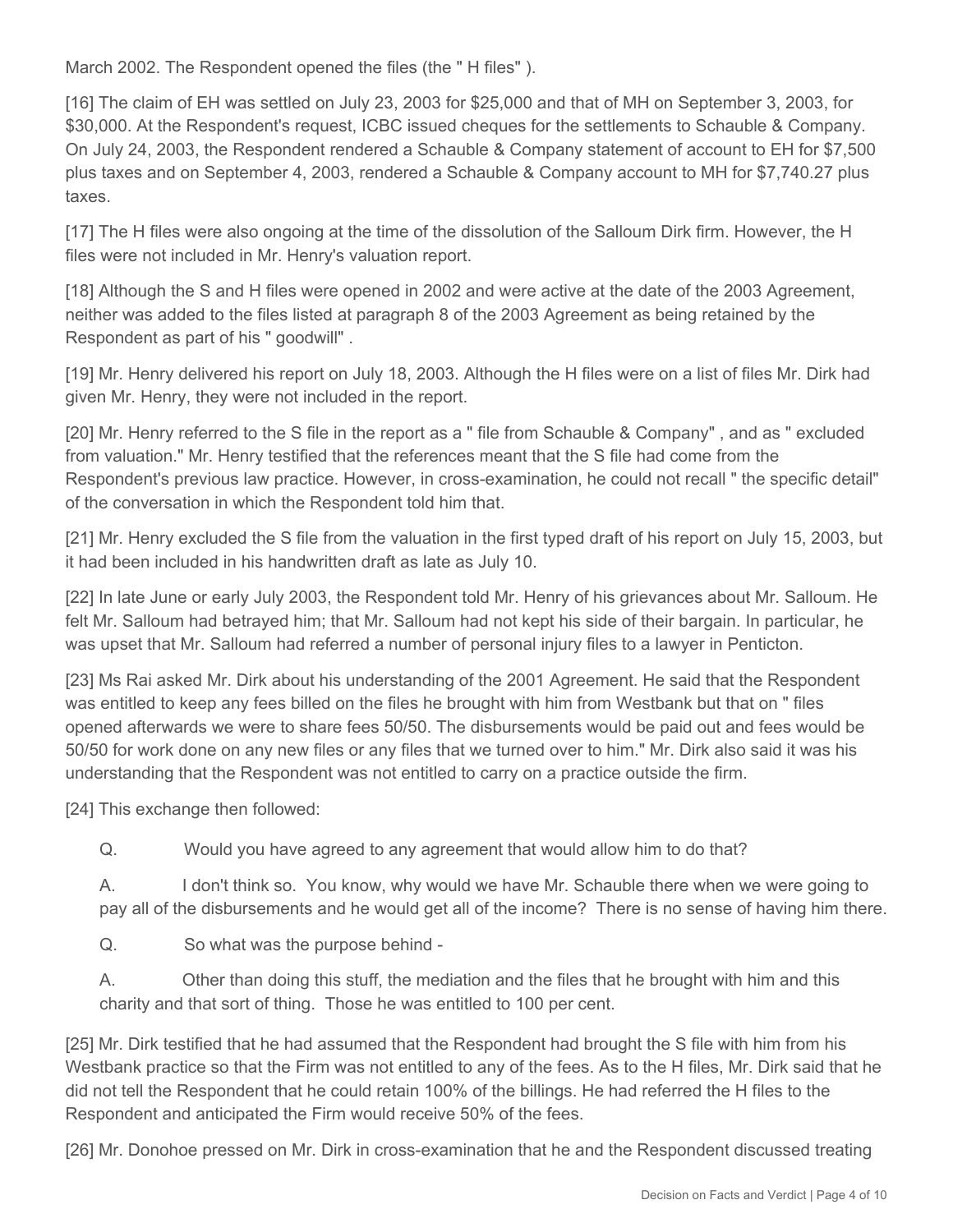March 2002. The Respondent opened the files (the " H files" ).

[16] The claim of EH was settled on July 23, 2003 for $25,000 and that of MH on September 3, 2003, for $30,000. At the Respondent's request, ICBC issued cheques for the settlements to Schauble & Company. On July 24, 2003, the Respondent rendered a Schauble & Company statement of account to EH for $7,500 plus taxes and on September 4, 2003, rendered a Schauble & Company account to MH for $7,740.27 plus taxes.

[17] The H files were also ongoing at the time of the dissolution of the Salloum Dirk firm. However, the H files were not included in Mr. Henry's valuation report.

[18] Although the S and H files were opened in 2002 and were active at the date of the 2003 Agreement, neither was added to the files listed at paragraph 8 of the 2003 Agreement as being retained by the Respondent as part of his " goodwill" .

[19] Mr. Henry delivered his report on July 18, 2003. Although the H files were on a list of files Mr. Dirk had given Mr. Henry, they were not included in the report.

[20] Mr. Henry referred to the S file in the report as a " file from Schauble & Company" , and as " excluded from valuation." Mr. Henry testified that the references meant that the S file had come from the Respondent's previous law practice. However, in cross-examination, he could not recall " the specific detail" of the conversation in which the Respondent told him that.

[21] Mr. Henry excluded the S file from the valuation in the first typed draft of his report on July 15, 2003, but it had been included in his handwritten draft as late as July 10.

[22] In late June or early July 2003, the Respondent told Mr. Henry of his grievances about Mr. Salloum. He felt Mr. Salloum had betrayed him; that Mr. Salloum had not kept his side of their bargain. In particular, he was upset that Mr. Salloum had referred a number of personal injury files to a lawyer in Penticton.

[23] Ms Rai asked Mr. Dirk about his understanding of the 2001 Agreement. He said that the Respondent was entitled to keep any fees billed on the files he brought with him from Westbank but that on " files opened afterwards we were to share fees 50/50. The disbursements would be paid out and fees would be 50/50 for work done on any new files or any files that we turned over to him." Mr. Dirk also said it was his understanding that the Respondent was not entitled to carry on a practice outside the firm.

[24] This exchange then followed:

> Q. Would you have agreed to any agreement that would allow him to do that?
>
> A. I don't think so. You know, why would we have Mr. Schauble there when we were going to pay all of the disbursements and he would get all of the income? There is no sense of having him there.
>
> Q. So what was the purpose behind -
>
> A. Other than doing this stuff, the mediation and the files that he brought with him and this charity and that sort of thing. Those he was entitled to 100 per cent.

[25] Mr. Dirk testified that he had assumed that the Respondent had brought the S file with him from his Westbank practice so that the Firm was not entitled to any of the fees. As to the H files, Mr. Dirk said that he did not tell the Respondent that he could retain 100% of the billings. He had referred the H files to the Respondent and anticipated the Firm would receive 50% of the fees.

[26] Mr. Donohoe pressed on Mr. Dirk in cross-examination that he and the Respondent discussed treating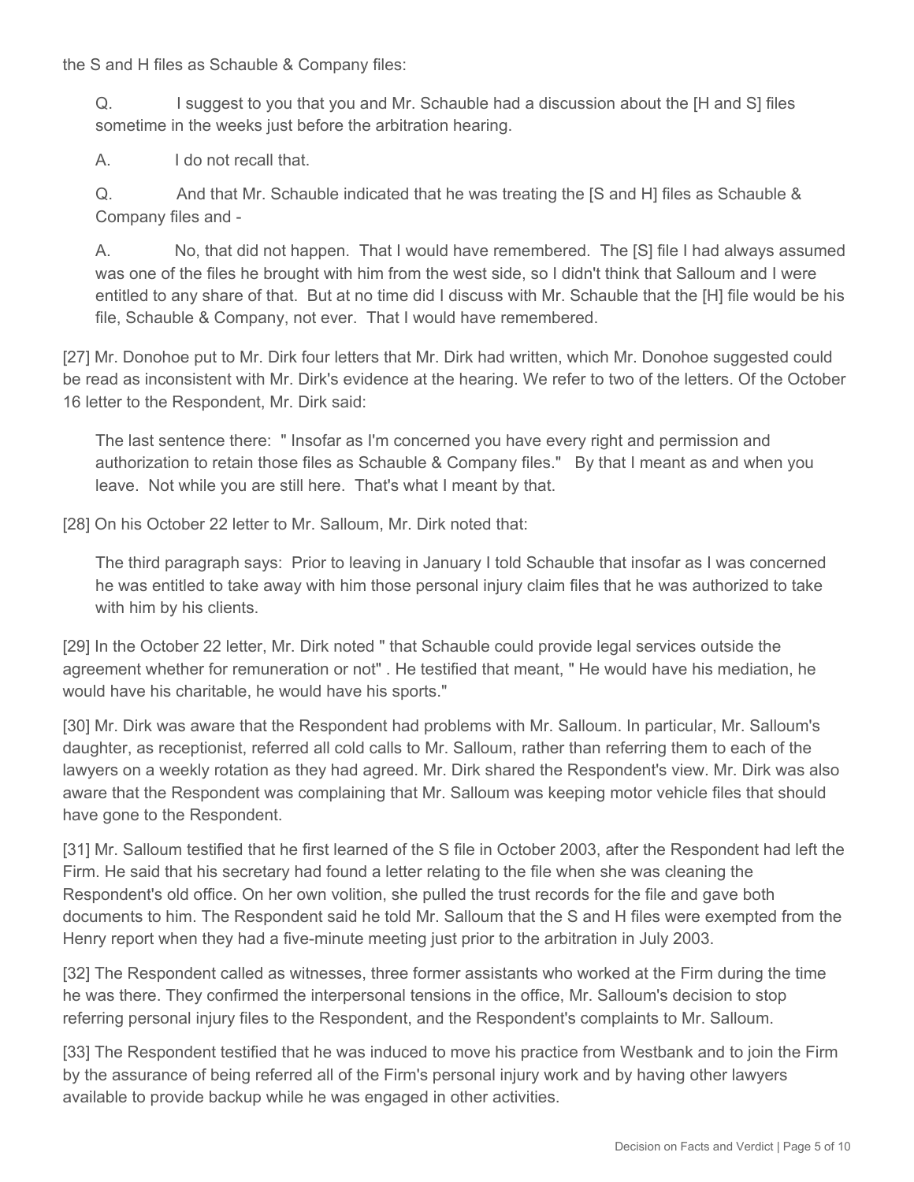the S and H files as Schauble & Company files:

> Q. I suggest to you that you and Mr. Schauble had a discussion about the [H and S] files sometime in the weeks just before the arbitration hearing.
>
> A. I do not recall that.
>
> Q. And that Mr. Schauble indicated that he was treating the [S and H] files as Schauble & Company files and -
>
> A. No, that did not happen. That I would have remembered. The [S] file I had always assumed was one of the files he brought with him from the west side, so I didn't think that Salloum and I were entitled to any share of that. But at no time did I discuss with Mr. Schauble that the [H] file would be his file, Schauble & Company, not ever. That I would have remembered.

[27] Mr. Donohoe put to Mr. Dirk four letters that Mr. Dirk had written, which Mr. Donohoe suggested could be read as inconsistent with Mr. Dirk's evidence at the hearing. We refer to two of the letters. Of the October 16 letter to the Respondent, Mr. Dirk said:

> The last sentence there: " Insofar as I'm concerned you have every right and permission and authorization to retain those files as Schauble & Company files." By that I meant as and when you leave. Not while you are still here. That's what I meant by that.

[28] On his October 22 letter to Mr. Salloum, Mr. Dirk noted that:

> The third paragraph says: Prior to leaving in January I told Schauble that insofar as I was concerned he was entitled to take away with him those personal injury claim files that he was authorized to take with him by his clients.

[29] In the October 22 letter, Mr. Dirk noted " that Schauble could provide legal services outside the agreement whether for remuneration or not" . He testified that meant, " He would have his mediation, he would have his charitable, he would have his sports."

[30] Mr. Dirk was aware that the Respondent had problems with Mr. Salloum. In particular, Mr. Salloum's daughter, as receptionist, referred all cold calls to Mr. Salloum, rather than referring them to each of the lawyers on a weekly rotation as they had agreed. Mr. Dirk shared the Respondent's view. Mr. Dirk was also aware that the Respondent was complaining that Mr. Salloum was keeping motor vehicle files that should have gone to the Respondent.

[31] Mr. Salloum testified that he first learned of the S file in October 2003, after the Respondent had left the Firm. He said that his secretary had found a letter relating to the file when she was cleaning the Respondent's old office. On her own volition, she pulled the trust records for the file and gave both documents to him. The Respondent said he told Mr. Salloum that the S and H files were exempted from the Henry report when they had a five-minute meeting just prior to the arbitration in July 2003.

[32] The Respondent called as witnesses, three former assistants who worked at the Firm during the time he was there. They confirmed the interpersonal tensions in the office, Mr. Salloum's decision to stop referring personal injury files to the Respondent, and the Respondent's complaints to Mr. Salloum.

[33] The Respondent testified that he was induced to move his practice from Westbank and to join the Firm by the assurance of being referred all of the Firm's personal injury work and by having other lawyers available to provide backup while he was engaged in other activities.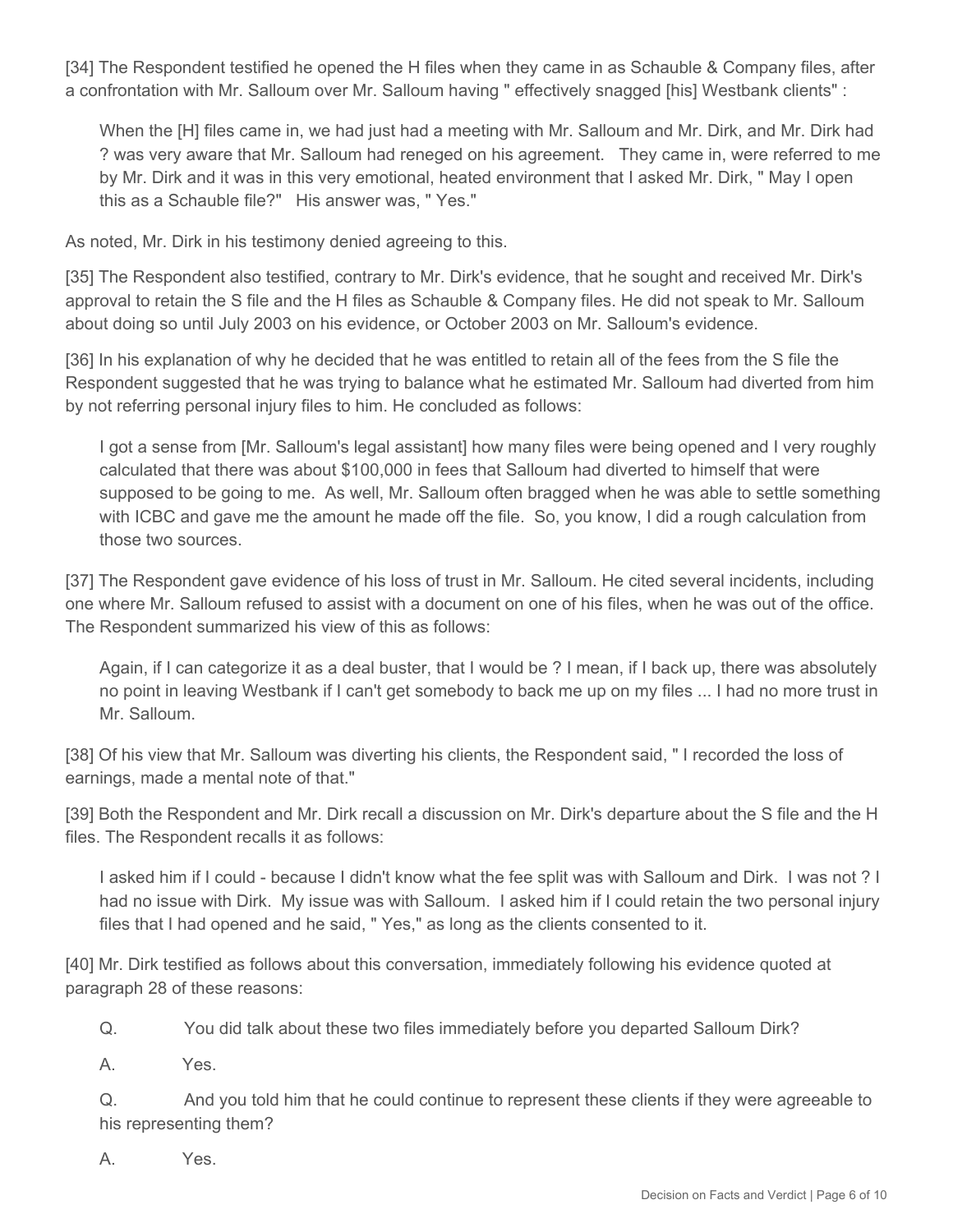[34] The Respondent testified he opened the H files when they came in as Schauble & Company files, after a confrontation with Mr. Salloum over Mr. Salloum having " effectively snagged [his] Westbank clients" :

> When the [H] files came in, we had just had a meeting with Mr. Salloum and Mr. Dirk, and Mr. Dirk had ? was very aware that Mr. Salloum had reneged on his agreement. They came in, were referred to me by Mr. Dirk and it was in this very emotional, heated environment that I asked Mr. Dirk, " May I open this as a Schauble file?" His answer was, " Yes."

As noted, Mr. Dirk in his testimony denied agreeing to this.

[35] The Respondent also testified, contrary to Mr. Dirk's evidence, that he sought and received Mr. Dirk's approval to retain the S file and the H files as Schauble & Company files. He did not speak to Mr. Salloum about doing so until July 2003 on his evidence, or October 2003 on Mr. Salloum's evidence.

[36] In his explanation of why he decided that he was entitled to retain all of the fees from the S file the Respondent suggested that he was trying to balance what he estimated Mr. Salloum had diverted from him by not referring personal injury files to him. He concluded as follows:

> I got a sense from [Mr. Salloum's legal assistant] how many files were being opened and I very roughly calculated that there was about $100,000 in fees that Salloum had diverted to himself that were supposed to be going to me. As well, Mr. Salloum often bragged when he was able to settle something with ICBC and gave me the amount he made off the file. So, you know, I did a rough calculation from those two sources.

[37] The Respondent gave evidence of his loss of trust in Mr. Salloum. He cited several incidents, including one where Mr. Salloum refused to assist with a document on one of his files, when he was out of the office. The Respondent summarized his view of this as follows:

> Again, if I can categorize it as a deal buster, that I would be ? I mean, if I back up, there was absolutely no point in leaving Westbank if I can't get somebody to back me up on my files ... I had no more trust in Mr. Salloum.

[38] Of his view that Mr. Salloum was diverting his clients, the Respondent said, " I recorded the loss of earnings, made a mental note of that."

[39] Both the Respondent and Mr. Dirk recall a discussion on Mr. Dirk's departure about the S file and the H files. The Respondent recalls it as follows:

> I asked him if I could - because I didn't know what the fee split was with Salloum and Dirk. I was not ? I had no issue with Dirk. My issue was with Salloum. I asked him if I could retain the two personal injury files that I had opened and he said, " Yes," as long as the clients consented to it.

[40] Mr. Dirk testified as follows about this conversation, immediately following his evidence quoted at paragraph 28 of these reasons:

> Q. You did talk about these two files immediately before you departed Salloum Dirk?
>
> A. Yes.
>
> Q. And you told him that he could continue to represent these clients if they were agreeable to his representing them?
>
> A. Yes.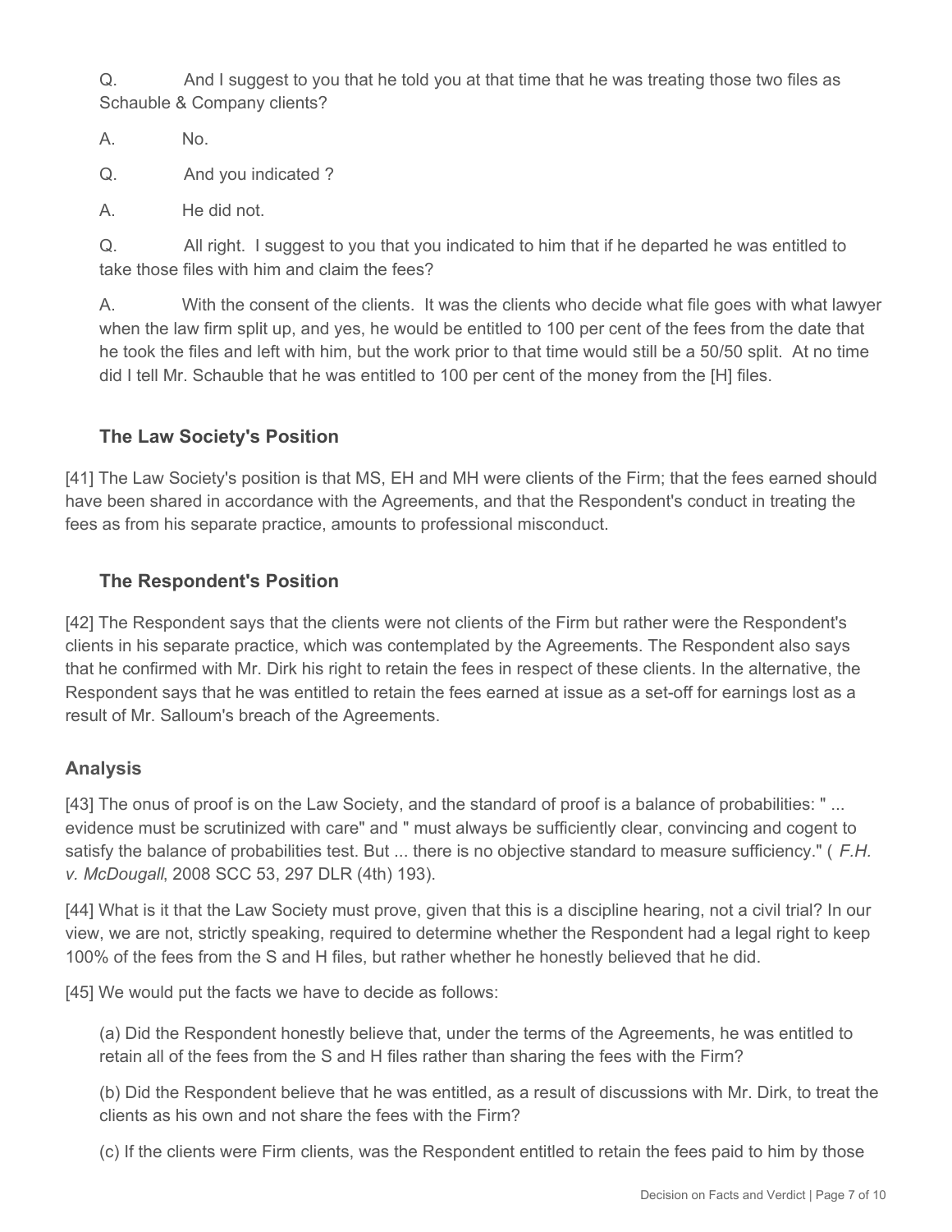Q. And I suggest to you that he told you at that time that he was treating those two files as Schauble & Company clients?

A. No.

Q. And you indicated ?

A. He did not.

Q. All right. I suggest to you that you indicated to him that if he departed he was entitled to take those files with him and claim the fees?

A. With the consent of the clients. It was the clients who decide what file goes with what lawyer when the law firm split up, and yes, he would be entitled to 100 per cent of the fees from the date that he took the files and left with him, but the work prior to that time would still be a 50/50 split. At no time did I tell Mr. Schauble that he was entitled to 100 per cent of the money from the [H] files.

### The Law Society's Position

[41] The Law Society's position is that MS, EH and MH were clients of the Firm; that the fees earned should have been shared in accordance with the Agreements, and that the Respondent's conduct in treating the fees as from his separate practice, amounts to professional misconduct.

### The Respondent's Position

[42] The Respondent says that the clients were not clients of the Firm but rather were the Respondent's clients in his separate practice, which was contemplated by the Agreements. The Respondent also says that he confirmed with Mr. Dirk his right to retain the fees in respect of these clients. In the alternative, the Respondent says that he was entitled to retain the fees earned at issue as a set-off for earnings lost as a result of Mr. Salloum's breach of the Agreements.

## Analysis

[43] The onus of proof is on the Law Society, and the standard of proof is a balance of probabilities: " ... evidence must be scrutinized with care" and " must always be sufficiently clear, convincing and cogent to satisfy the balance of probabilities test. But ... there is no objective standard to measure sufficiency." ( *F.H. v. McDougall*, 2008 SCC 53, 297 DLR (4th) 193).

[44] What is it that the Law Society must prove, given that this is a discipline hearing, not a civil trial? In our view, we are not, strictly speaking, required to determine whether the Respondent had a legal right to keep 100% of the fees from the S and H files, but rather whether he honestly believed that he did.

[45] We would put the facts we have to decide as follows:

(a) Did the Respondent honestly believe that, under the terms of the Agreements, he was entitled to retain all of the fees from the S and H files rather than sharing the fees with the Firm?

(b) Did the Respondent believe that he was entitled, as a result of discussions with Mr. Dirk, to treat the clients as his own and not share the fees with the Firm?

(c) If the clients were Firm clients, was the Respondent entitled to retain the fees paid to him by those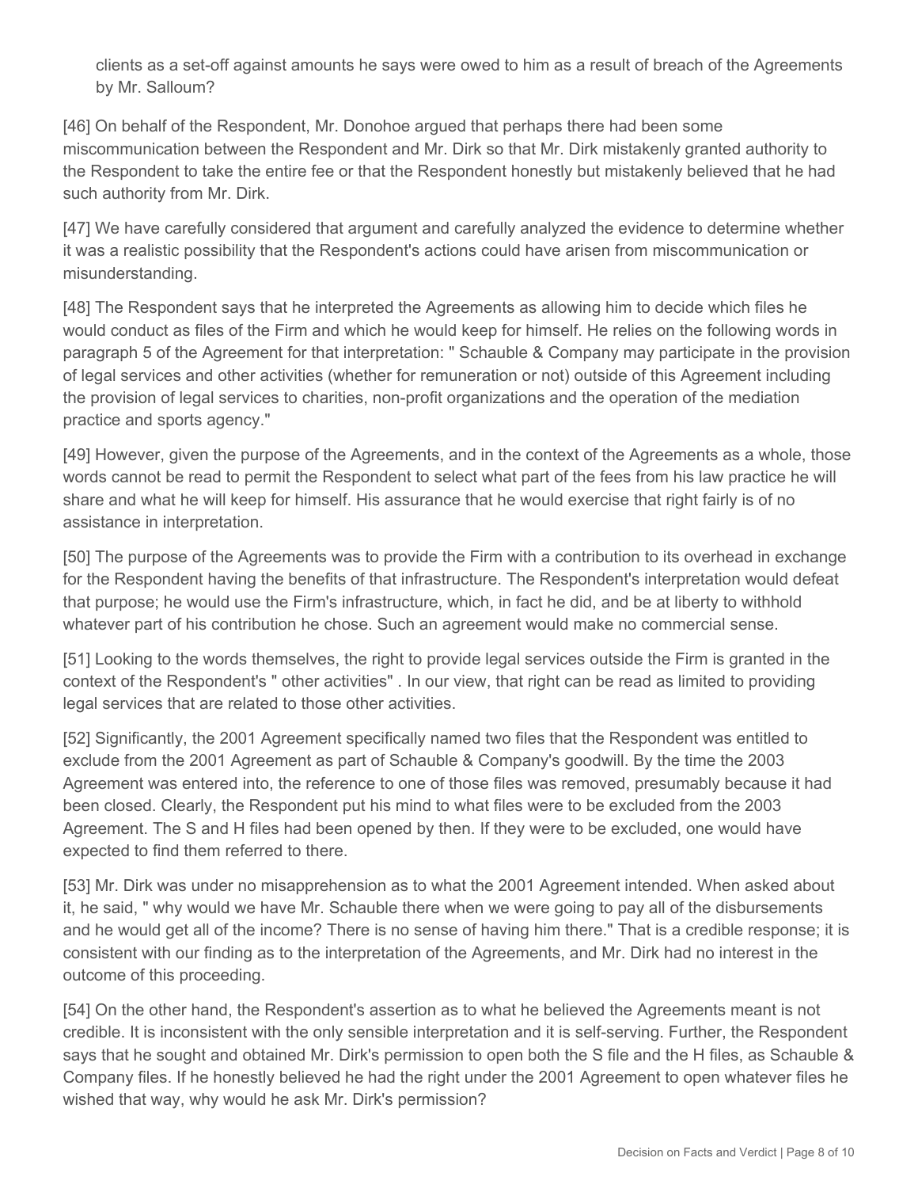clients as a set-off against amounts he says were owed to him as a result of breach of the Agreements by Mr. Salloum?

[46] On behalf of the Respondent, Mr. Donohoe argued that perhaps there had been some miscommunication between the Respondent and Mr. Dirk so that Mr. Dirk mistakenly granted authority to the Respondent to take the entire fee or that the Respondent honestly but mistakenly believed that he had such authority from Mr. Dirk.

[47] We have carefully considered that argument and carefully analyzed the evidence to determine whether it was a realistic possibility that the Respondent's actions could have arisen from miscommunication or misunderstanding.

[48] The Respondent says that he interpreted the Agreements as allowing him to decide which files he would conduct as files of the Firm and which he would keep for himself. He relies on the following words in paragraph 5 of the Agreement for that interpretation: " Schauble & Company may participate in the provision of legal services and other activities (whether for remuneration or not) outside of this Agreement including the provision of legal services to charities, non-profit organizations and the operation of the mediation practice and sports agency."

[49] However, given the purpose of the Agreements, and in the context of the Agreements as a whole, those words cannot be read to permit the Respondent to select what part of the fees from his law practice he will share and what he will keep for himself. His assurance that he would exercise that right fairly is of no assistance in interpretation.

[50] The purpose of the Agreements was to provide the Firm with a contribution to its overhead in exchange for the Respondent having the benefits of that infrastructure. The Respondent's interpretation would defeat that purpose; he would use the Firm's infrastructure, which, in fact he did, and be at liberty to withhold whatever part of his contribution he chose. Such an agreement would make no commercial sense.

[51] Looking to the words themselves, the right to provide legal services outside the Firm is granted in the context of the Respondent's " other activities" . In our view, that right can be read as limited to providing legal services that are related to those other activities.

[52] Significantly, the 2001 Agreement specifically named two files that the Respondent was entitled to exclude from the 2001 Agreement as part of Schauble & Company's goodwill. By the time the 2003 Agreement was entered into, the reference to one of those files was removed, presumably because it had been closed. Clearly, the Respondent put his mind to what files were to be excluded from the 2003 Agreement. The S and H files had been opened by then. If they were to be excluded, one would have expected to find them referred to there.

[53] Mr. Dirk was under no misapprehension as to what the 2001 Agreement intended. When asked about it, he said, " why would we have Mr. Schauble there when we were going to pay all of the disbursements and he would get all of the income? There is no sense of having him there." That is a credible response; it is consistent with our finding as to the interpretation of the Agreements, and Mr. Dirk had no interest in the outcome of this proceeding.

[54] On the other hand, the Respondent's assertion as to what he believed the Agreements meant is not credible. It is inconsistent with the only sensible interpretation and it is self-serving. Further, the Respondent says that he sought and obtained Mr. Dirk's permission to open both the S file and the H files, as Schauble & Company files. If he honestly believed he had the right under the 2001 Agreement to open whatever files he wished that way, why would he ask Mr. Dirk's permission?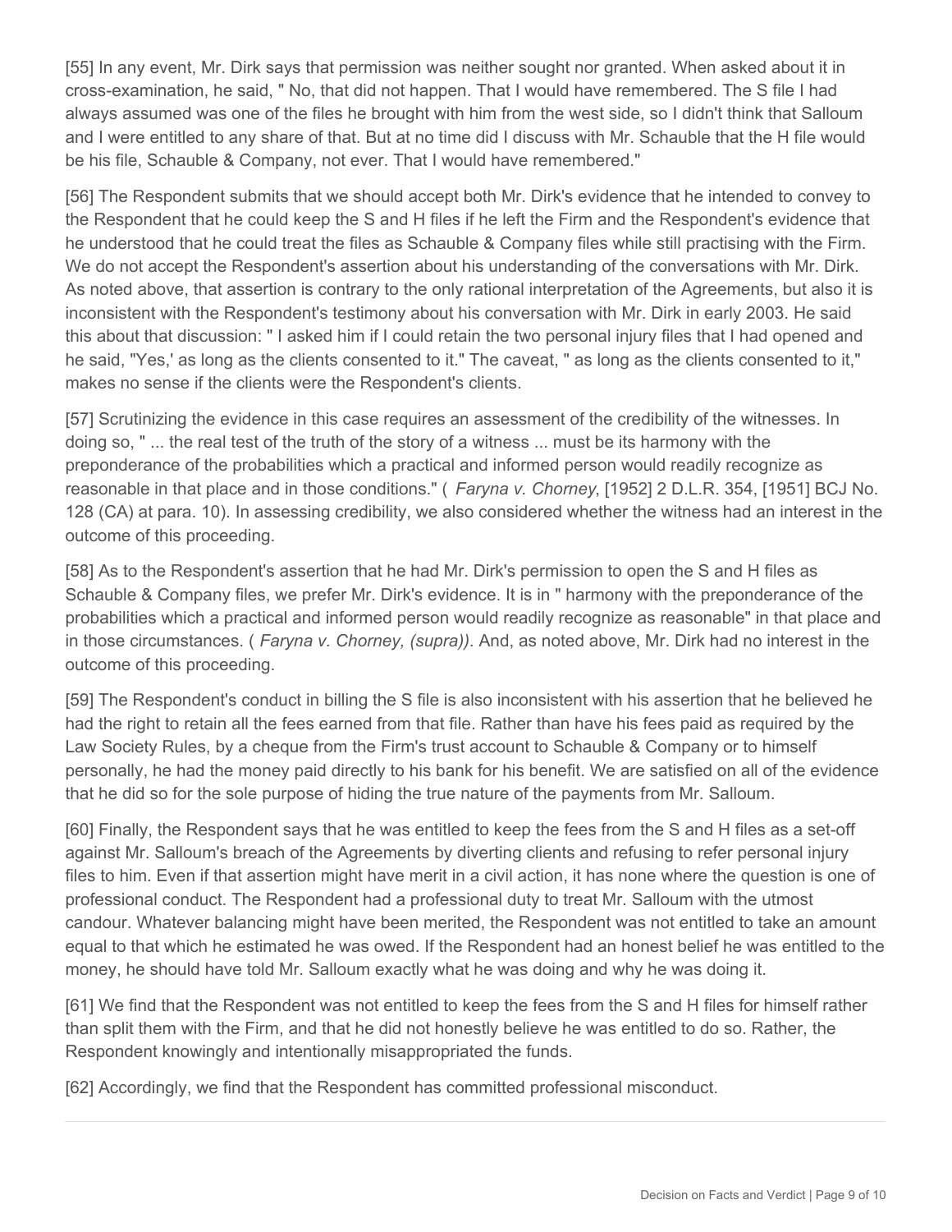[55] In any event, Mr. Dirk says that permission was neither sought nor granted. When asked about it in cross-examination, he said, " No, that did not happen. That I would have remembered. The S file I had always assumed was one of the files he brought with him from the west side, so I didn't think that Salloum and I were entitled to any share of that. But at no time did I discuss with Mr. Schauble that the H file would be his file, Schauble & Company, not ever. That I would have remembered."

[56] The Respondent submits that we should accept both Mr. Dirk's evidence that he intended to convey to the Respondent that he could keep the S and H files if he left the Firm and the Respondent's evidence that he understood that he could treat the files as Schauble & Company files while still practising with the Firm. We do not accept the Respondent's assertion about his understanding of the conversations with Mr. Dirk. As noted above, that assertion is contrary to the only rational interpretation of the Agreements, but also it is inconsistent with the Respondent's testimony about his conversation with Mr. Dirk in early 2003. He said this about that discussion: " I asked him if I could retain the two personal injury files that I had opened and he said, "Yes,' as long as the clients consented to it." The caveat, " as long as the clients consented to it," makes no sense if the clients were the Respondent's clients.

[57] Scrutinizing the evidence in this case requires an assessment of the credibility of the witnesses. In doing so, " ... the real test of the truth of the story of a witness ... must be its harmony with the preponderance of the probabilities which a practical and informed person would readily recognize as reasonable in that place and in those conditions." ( *Faryna v. Chorney*, [1952] 2 D.L.R. 354, [1951] BCJ No. 128 (CA) at para. 10). In assessing credibility, we also considered whether the witness had an interest in the outcome of this proceeding.

[58] As to the Respondent's assertion that he had Mr. Dirk's permission to open the S and H files as Schauble & Company files, we prefer Mr. Dirk's evidence. It is in " harmony with the preponderance of the probabilities which a practical and informed person would readily recognize as reasonable" in that place and in those circumstances. ( *Faryna v. Chorney, (supra))*. And, as noted above, Mr. Dirk had no interest in the outcome of this proceeding.

[59] The Respondent's conduct in billing the S file is also inconsistent with his assertion that he believed he had the right to retain all the fees earned from that file. Rather than have his fees paid as required by the Law Society Rules, by a cheque from the Firm's trust account to Schauble & Company or to himself personally, he had the money paid directly to his bank for his benefit. We are satisfied on all of the evidence that he did so for the sole purpose of hiding the true nature of the payments from Mr. Salloum.

[60] Finally, the Respondent says that he was entitled to keep the fees from the S and H files as a set-off against Mr. Salloum's breach of the Agreements by diverting clients and refusing to refer personal injury files to him. Even if that assertion might have merit in a civil action, it has none where the question is one of professional conduct. The Respondent had a professional duty to treat Mr. Salloum with the utmost candour. Whatever balancing might have been merited, the Respondent was not entitled to take an amount equal to that which he estimated he was owed. If the Respondent had an honest belief he was entitled to the money, he should have told Mr. Salloum exactly what he was doing and why he was doing it.

[61] We find that the Respondent was not entitled to keep the fees from the S and H files for himself rather than split them with the Firm, and that he did not honestly believe he was entitled to do so. Rather, the Respondent knowingly and intentionally misappropriated the funds.

[62] Accordingly, we find that the Respondent has committed professional misconduct.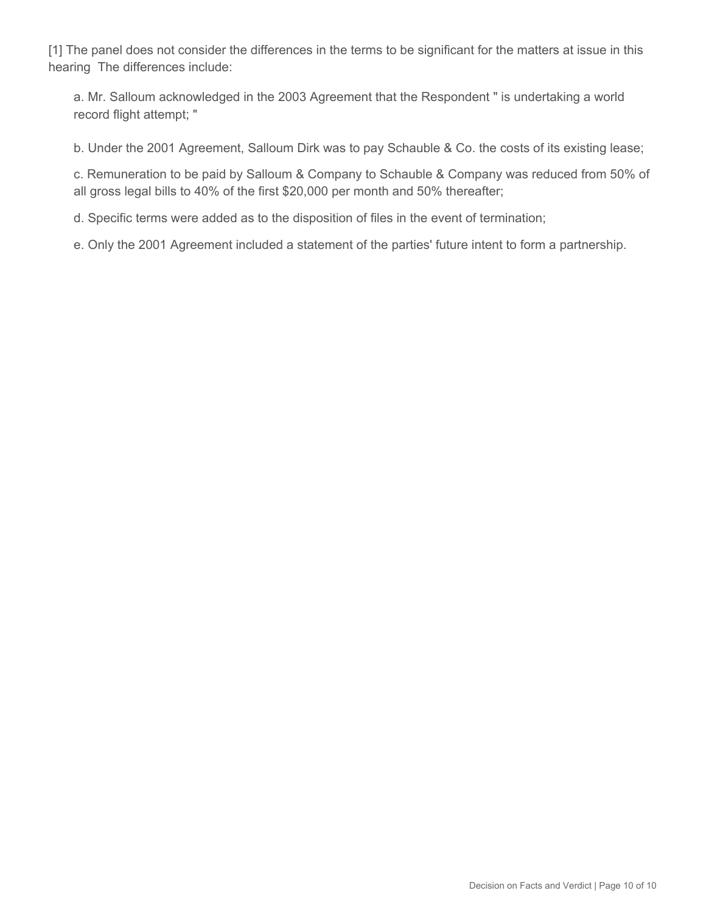[1] The panel does not consider the differences in the terms to be significant for the matters at issue in this hearing  The differences include:

a. Mr. Salloum acknowledged in the 2003 Agreement that the Respondent " is undertaking a world record flight attempt; "

b. Under the 2001 Agreement, Salloum Dirk was to pay Schauble & Co. the costs of its existing lease;

c. Remuneration to be paid by Salloum & Company to Schauble & Company was reduced from 50% of all gross legal bills to 40% of the first $20,000 per month and 50% thereafter;

d. Specific terms were added as to the disposition of files in the event of termination;

e. Only the 2001 Agreement included a statement of the parties' future intent to form a partnership.